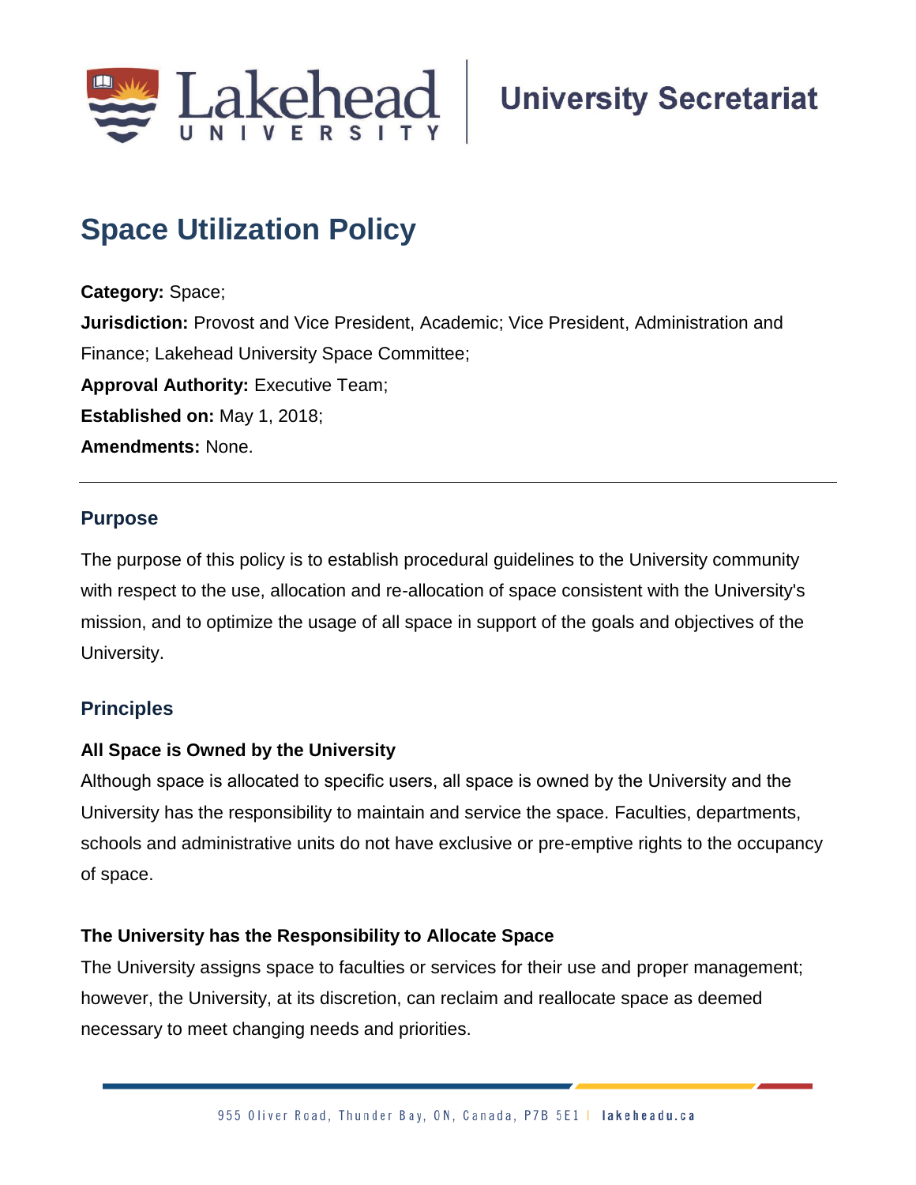# Space Utilization Policy

**Category:** Space;
**Jurisdiction:** Provost and Vice President, Academic; Vice President, Administration and Finance; Lakehead University Space Committee;
**Approval Authority:** Executive Team;
**Established on:** May 1, 2018;
**Amendments:** None.

---

## Purpose

The purpose of this policy is to establish procedural guidelines to the University community with respect to the use, allocation and re-allocation of space consistent with the University's mission, and to optimize the usage of all space in support of the goals and objectives of the University.

## Principles

### All Space is Owned by the University

Although space is allocated to specific users, all space is owned by the University and the University has the responsibility to maintain and service the space. Faculties, departments, schools and administrative units do not have exclusive or pre-emptive rights to the occupancy of space.

### The University has the Responsibility to Allocate Space

The University assigns space to faculties or services for their use and proper management; however, the University, at its discretion, can reclaim and reallocate space as deemed necessary to meet changing needs and priorities.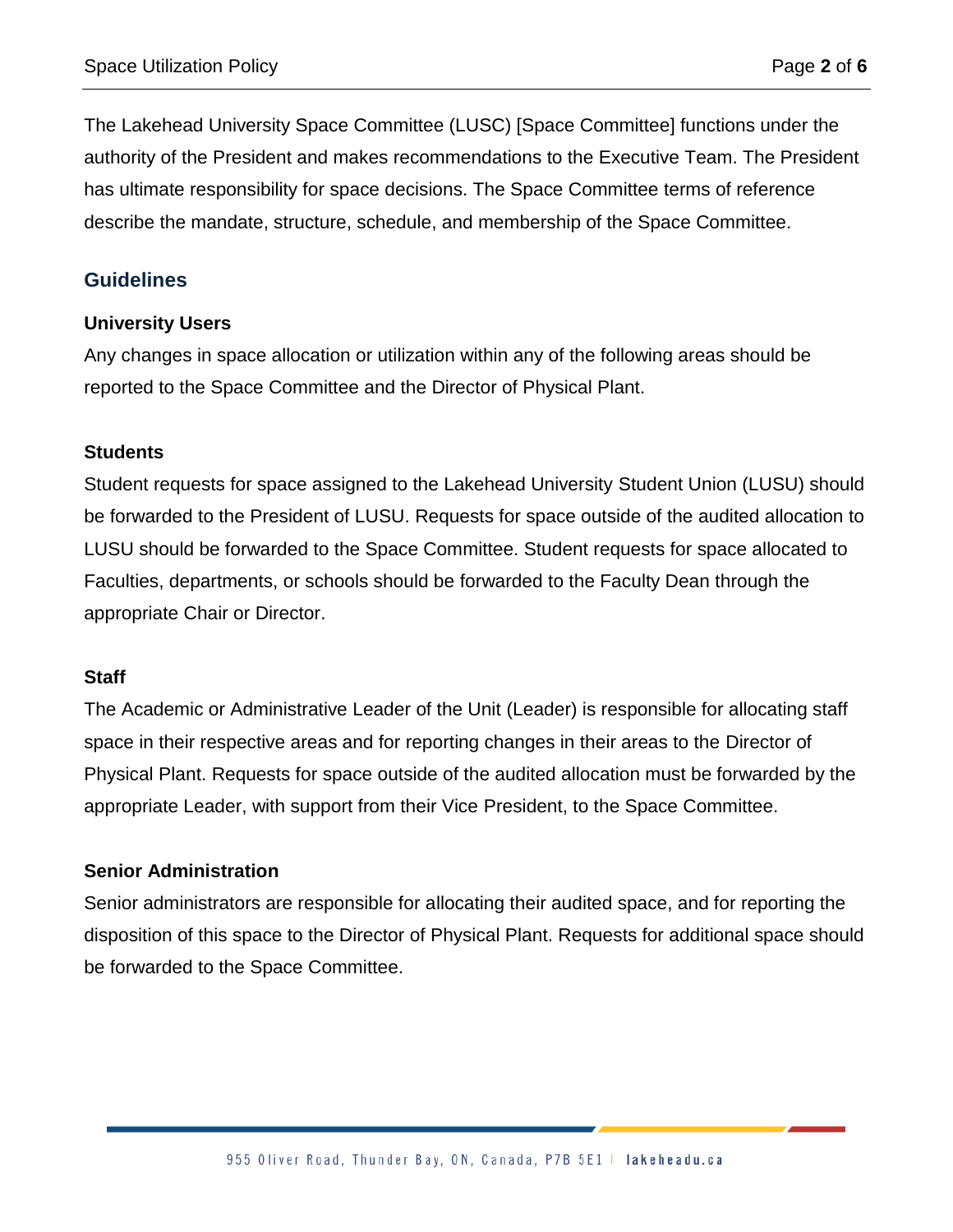The Lakehead University Space Committee (LUSC) [Space Committee] functions under the authority of the President and makes recommendations to the Executive Team. The President has ultimate responsibility for space decisions. The Space Committee terms of reference describe the mandate, structure, schedule, and membership of the Space Committee.

## Guidelines

### University Users

Any changes in space allocation or utilization within any of the following areas should be reported to the Space Committee and the Director of Physical Plant.

### Students

Student requests for space assigned to the Lakehead University Student Union (LUSU) should be forwarded to the President of LUSU. Requests for space outside of the audited allocation to LUSU should be forwarded to the Space Committee. Student requests for space allocated to Faculties, departments, or schools should be forwarded to the Faculty Dean through the appropriate Chair or Director.

### Staff

The Academic or Administrative Leader of the Unit (Leader) is responsible for allocating staff space in their respective areas and for reporting changes in their areas to the Director of Physical Plant. Requests for space outside of the audited allocation must be forwarded by the appropriate Leader, with support from their Vice President, to the Space Committee.

### Senior Administration

Senior administrators are responsible for allocating their audited space, and for reporting the disposition of this space to the Director of Physical Plant. Requests for additional space should be forwarded to the Space Committee.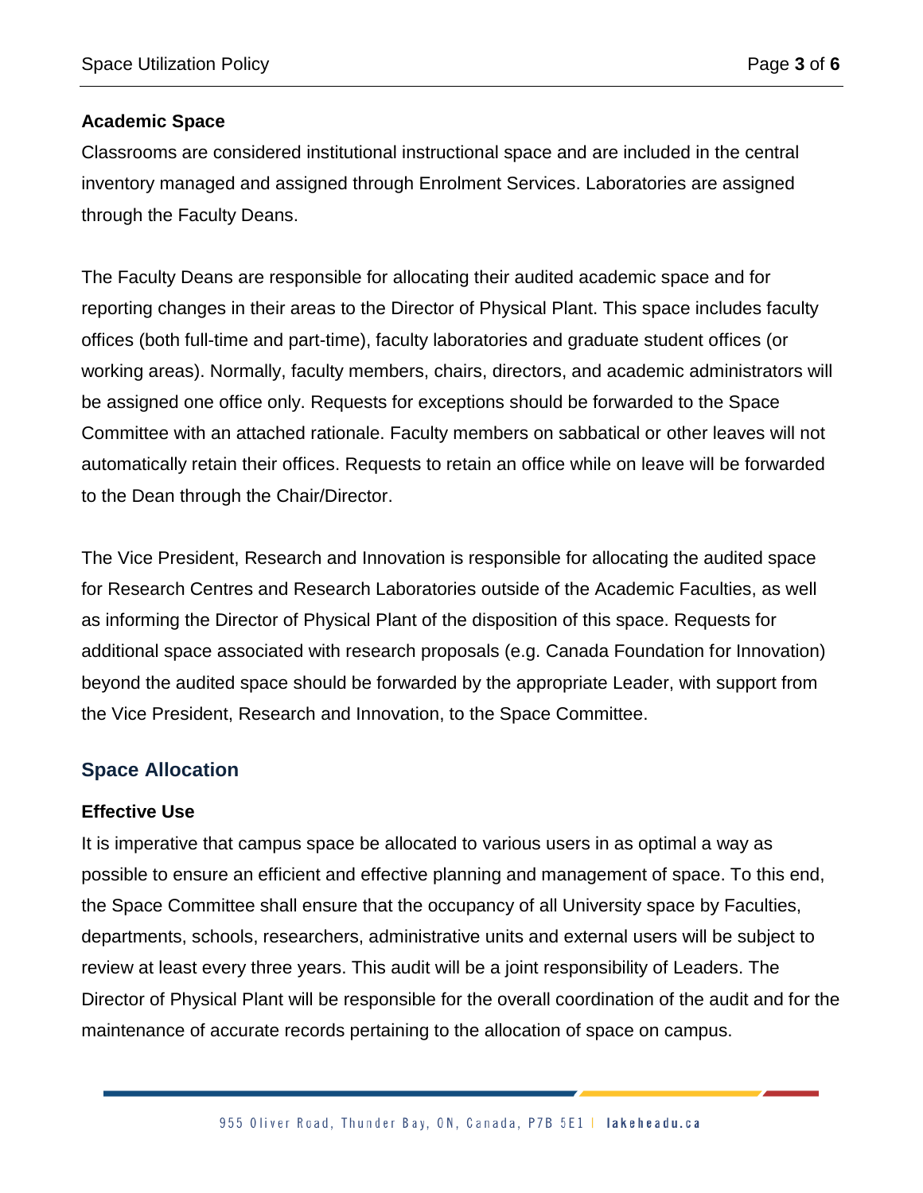### Academic Space

Classrooms are considered institutional instructional space and are included in the central inventory managed and assigned through Enrolment Services. Laboratories are assigned through the Faculty Deans.

The Faculty Deans are responsible for allocating their audited academic space and for reporting changes in their areas to the Director of Physical Plant. This space includes faculty offices (both full-time and part-time), faculty laboratories and graduate student offices (or working areas). Normally, faculty members, chairs, directors, and academic administrators will be assigned one office only. Requests for exceptions should be forwarded to the Space Committee with an attached rationale. Faculty members on sabbatical or other leaves will not automatically retain their offices. Requests to retain an office while on leave will be forwarded to the Dean through the Chair/Director.

The Vice President, Research and Innovation is responsible for allocating the audited space for Research Centres and Research Laboratories outside of the Academic Faculties, as well as informing the Director of Physical Plant of the disposition of this space. Requests for additional space associated with research proposals (e.g. Canada Foundation for Innovation) beyond the audited space should be forwarded by the appropriate Leader, with support from the Vice President, Research and Innovation, to the Space Committee.

## Space Allocation

### Effective Use

It is imperative that campus space be allocated to various users in as optimal a way as possible to ensure an efficient and effective planning and management of space. To this end, the Space Committee shall ensure that the occupancy of all University space by Faculties, departments, schools, researchers, administrative units and external users will be subject to review at least every three years. This audit will be a joint responsibility of Leaders. The Director of Physical Plant will be responsible for the overall coordination of the audit and for the maintenance of accurate records pertaining to the allocation of space on campus.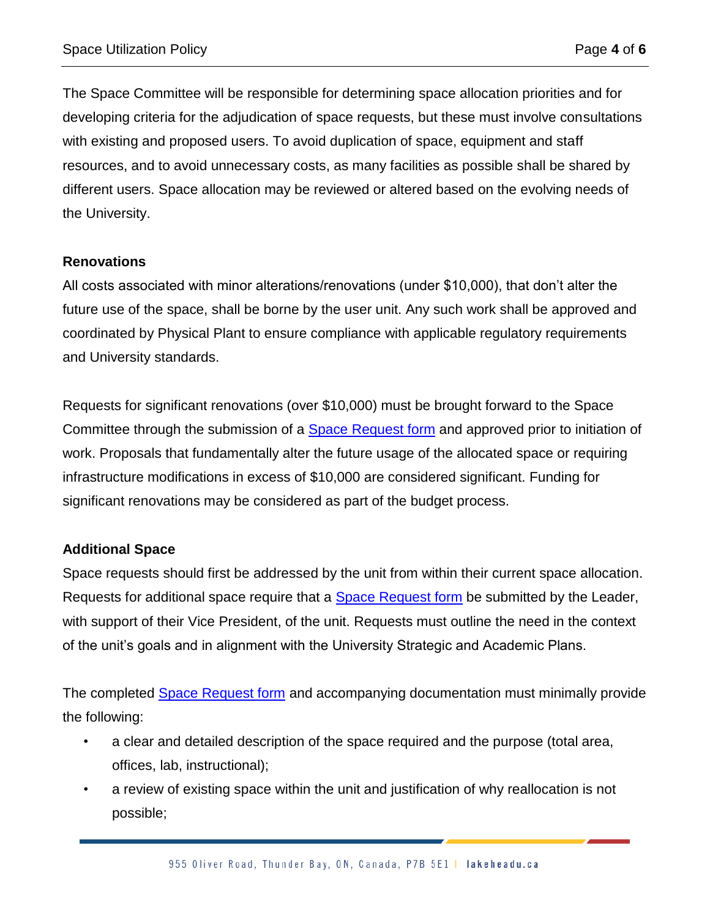The Space Committee will be responsible for determining space allocation priorities and for developing criteria for the adjudication of space requests, but these must involve consultations with existing and proposed users. To avoid duplication of space, equipment and staff resources, and to avoid unnecessary costs, as many facilities as possible shall be shared by different users. Space allocation may be reviewed or altered based on the evolving needs of the University.

**Renovations**

All costs associated with minor alterations/renovations (under $10,000), that don't alter the future use of the space, shall be borne by the user unit. Any such work shall be approved and coordinated by Physical Plant to ensure compliance with applicable regulatory requirements and University standards.

Requests for significant renovations (over $10,000) must be brought forward to the Space Committee through the submission of a Space Request form and approved prior to initiation of work. Proposals that fundamentally alter the future usage of the allocated space or requiring infrastructure modifications in excess of $10,000 are considered significant. Funding for significant renovations may be considered as part of the budget process.

**Additional Space**

Space requests should first be addressed by the unit from within their current space allocation. Requests for additional space require that a Space Request form be submitted by the Leader, with support of their Vice President, of the unit. Requests must outline the need in the context of the unit's goals and in alignment with the University Strategic and Academic Plans.

The completed Space Request form and accompanying documentation must minimally provide the following:

- a clear and detailed description of the space required and the purpose (total area, offices, lab, instructional);
- a review of existing space within the unit and justification of why reallocation is not possible;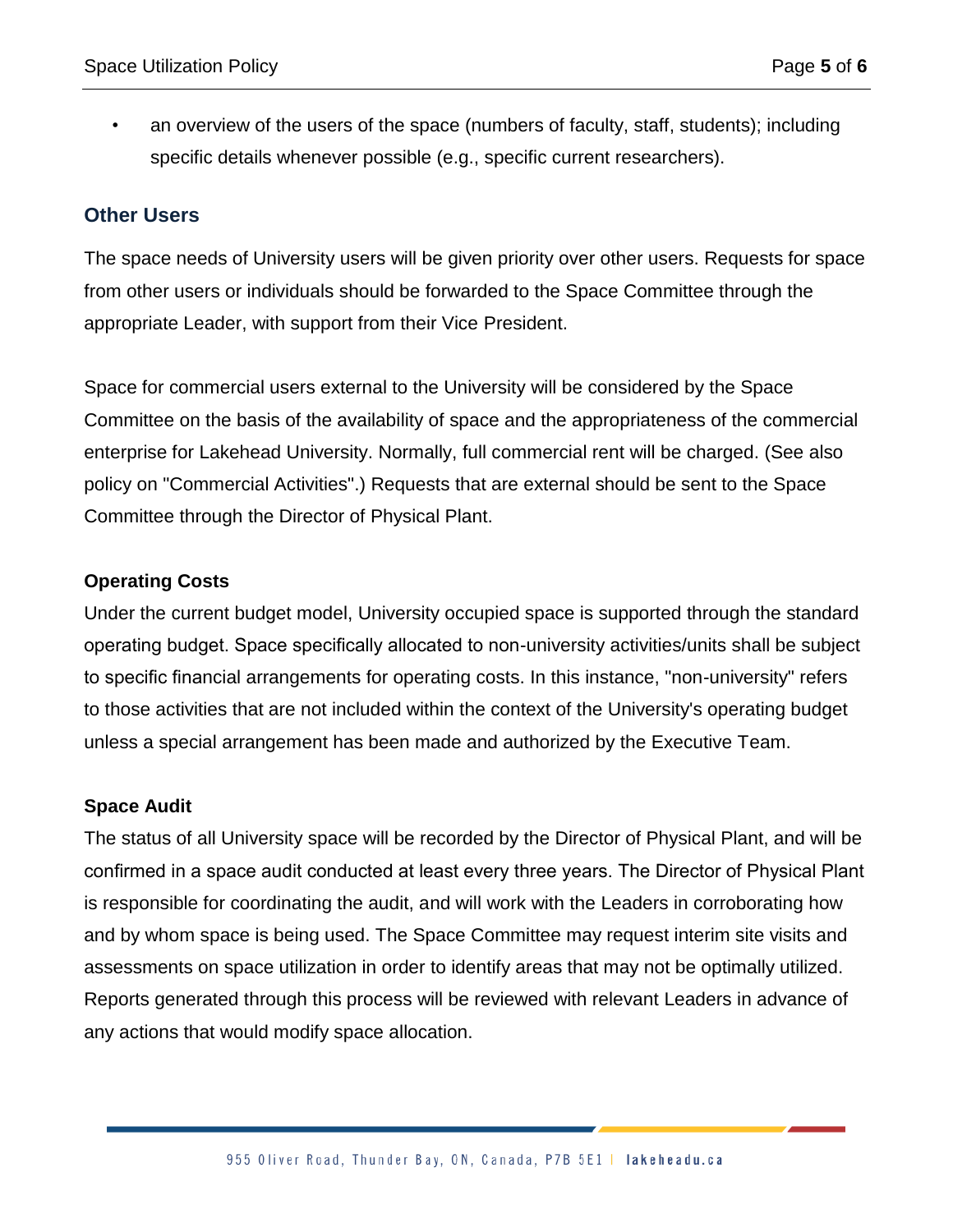- an overview of the users of the space (numbers of faculty, staff, students); including specific details whenever possible (e.g., specific current researchers).

## Other Users

The space needs of University users will be given priority over other users. Requests for space from other users or individuals should be forwarded to the Space Committee through the appropriate Leader, with support from their Vice President.

Space for commercial users external to the University will be considered by the Space Committee on the basis of the availability of space and the appropriateness of the commercial enterprise for Lakehead University. Normally, full commercial rent will be charged. (See also policy on "Commercial Activities".) Requests that are external should be sent to the Space Committee through the Director of Physical Plant.

### Operating Costs

Under the current budget model, University occupied space is supported through the standard operating budget. Space specifically allocated to non-university activities/units shall be subject to specific financial arrangements for operating costs. In this instance, "non-university" refers to those activities that are not included within the context of the University's operating budget unless a special arrangement has been made and authorized by the Executive Team.

### Space Audit

The status of all University space will be recorded by the Director of Physical Plant, and will be confirmed in a space audit conducted at least every three years. The Director of Physical Plant is responsible for coordinating the audit, and will work with the Leaders in corroborating how and by whom space is being used. The Space Committee may request interim site visits and assessments on space utilization in order to identify areas that may not be optimally utilized. Reports generated through this process will be reviewed with relevant Leaders in advance of any actions that would modify space allocation.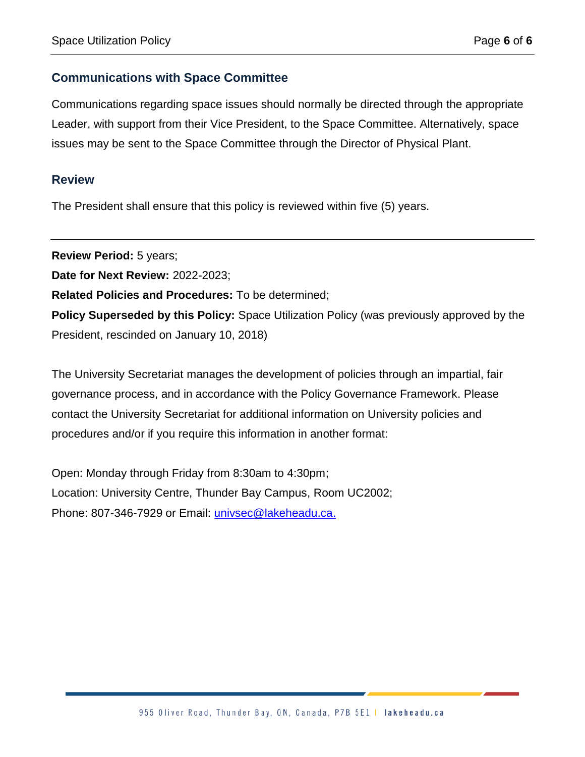## Communications with Space Committee

Communications regarding space issues should normally be directed through the appropriate Leader, with support from their Vice President, to the Space Committee. Alternatively, space issues may be sent to the Space Committee through the Director of Physical Plant.

## Review

The President shall ensure that this policy is reviewed within five (5) years.

---

**Review Period:** 5 years;
**Date for Next Review:** 2022-2023;
**Related Policies and Procedures:** To be determined;
**Policy Superseded by this Policy:** Space Utilization Policy (was previously approved by the President, rescinded on January 10, 2018)

The University Secretariat manages the development of policies through an impartial, fair governance process, and in accordance with the Policy Governance Framework. Please contact the University Secretariat for additional information on University policies and procedures and/or if you require this information in another format:

Open: Monday through Friday from 8:30am to 4:30pm;
Location: University Centre, Thunder Bay Campus, Room UC2002;
Phone: 807-346-7929 or Email: univsec@lakeheadu.ca.